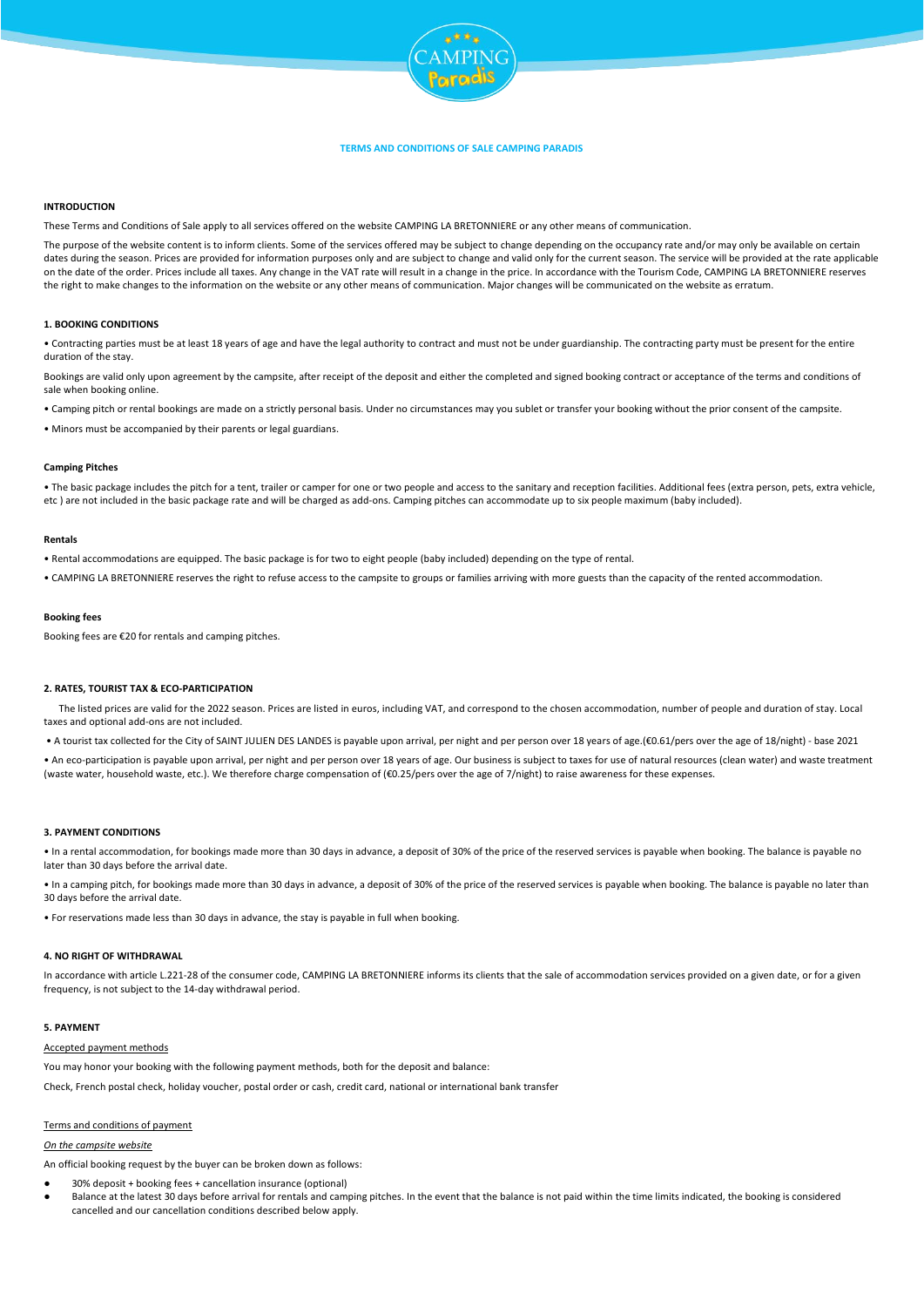# TERMS AND CONDITIONS OF SALE CAMPING PARADIS

## INTRODUCTION

These Terms and Conditions of Sale apply to all services offered on the website CAMPING LA BRETONNIERE or any other means of communication.

The purpose of the website content is to inform clients. Some of the services offered may be subject to change depending on the occupancy rate and/or may only be available on certain dates during the season. Prices are provided for information purposes only and are subject to change and valid only for the current season. The service will be provided at the rate applicable on the date of the order. Prices include all taxes. Any change in the VAT rate will result in a change in the price. In accordance with the Tourism Code, CAMPING LA BRETONNIERE reserves the right to make changes to the information on the website or any other means of communication. Major changes will be communicated on the website as erratum.

## 1. BOOKING CONDITIONS

• Contracting parties must be at least 18 years of age and have the legal authority to contract and must not be under guardianship. The contracting party must be present for the entire duration of the stay.

Bookings are valid only upon agreement by the campsite, after receipt of the deposit and either the completed and signed booking contract or acceptance of the terms and conditions of sale when booking online.

• Camping pitch or rental bookings are made on a strictly personal basis. Under no circumstances may you sublet or transfer your booking without the prior consent of the campsite.

• Minors must be accompanied by their parents or legal guardians.

### Camping Pitches

• The basic package includes the pitch for a tent, trailer or camper for one or two people and access to the sanitary and reception facilities. Additional fees (extra person, pets, extra vehicle, etc ) are not included in the basic package rate and will be charged as add-ons. Camping pitches can accommodate up to six people maximum (baby included).

### Rentals

• Rental accommodations are equipped. The basic package is for two to eight people (baby included) depending on the type of rental.

• CAMPING LA BRETONNIERE reserves the right to refuse access to the campsite to groups or families arriving with more guests than the capacity of the rented accommodation.

### Booking fees

Booking fees are €20 for rentals and camping pitches.

## 2. RATES, TOURIST TAX & ECO-PARTICIPATION

The listed prices are valid for the 2022 season. Prices are listed in euros, including VAT, and correspond to the chosen accommodation, number of people and duration of stay. Local taxes and optional add-ons are not included.

• A tourist tax collected for the City of SAINT JULIEN DES LANDES is payable upon arrival, per night and per person over 18 years of age.(€0.61/pers over the age of 18/night) - base 2021

• An eco-participation is payable upon arrival, per night and per person over 18 years of age. Our business is subject to taxes for use of natural resources (clean water) and waste treatment (waste water, household waste, etc.). We therefore charge compensation of (€0.25/pers over the age of 7/night) to raise awareness for these expenses.

## 3. PAYMENT CONDITIONS

• In a rental accommodation, for bookings made more than 30 days in advance, a deposit of 30% of the price of the reserved services is payable when booking. The balance is payable no later than 30 days before the arrival date.

• In a camping pitch, for bookings made more than 30 days in advance, a deposit of 30% of the price of the reserved services is payable when booking. The balance is payable no later than 30 days before the arrival date.

• For reservations made less than 30 days in advance, the stay is payable in full when booking.

## 4. NO RIGHT OF WITHDRAWAL

In accordance with article L.221-28 of the consumer code, CAMPING LA BRETONNIERE informs its clients that the sale of accommodation services provided on a given date, or for a given frequency, is not subject to the 14-day withdrawal period.

## 5. PAYMENT

Accepted payment methods

You may honor your booking with the following payment methods, both for the deposit and balance:

Check, French postal check, holiday voucher, postal order or cash, credit card, national or international bank transfer

Terms and conditions of payment

*On the campsite website*

An official booking request by the buyer can be broken down as follows:

- 30% deposit + booking fees + cancellation insurance (optional)
- Balance at the latest 30 days before arrival for rentals and camping pitches. In the event that the balance is not paid within the time limits indicated, the booking is considered cancelled and our cancellation conditions described below apply.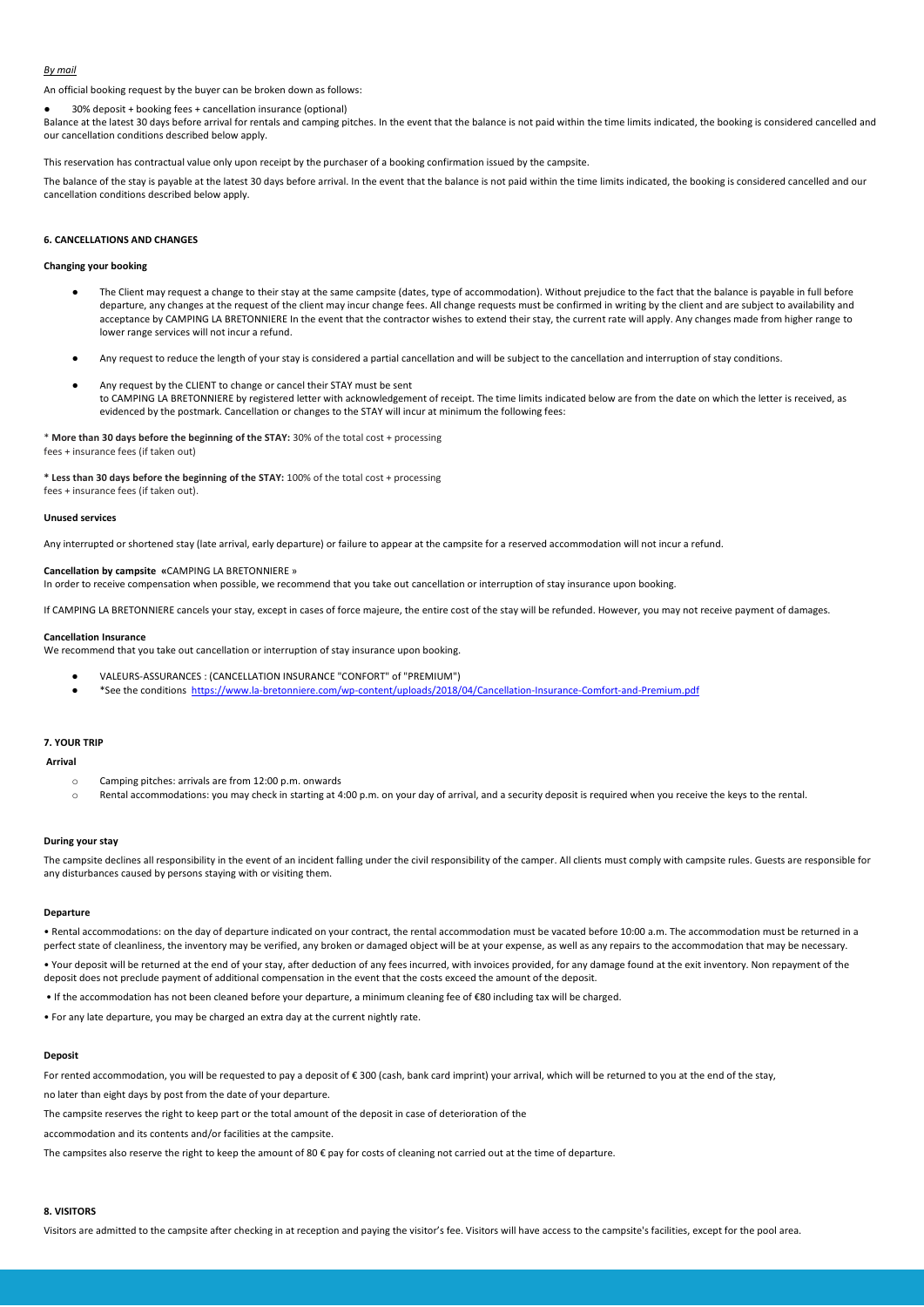*By mail*

An official booking request by the buyer can be broken down as follows:

- 30% deposit + booking fees + cancellation insurance (optional)

Balance at the latest 30 days before arrival for rentals and camping pitches. In the event that the balance is not paid within the time limits indicated, the booking is considered cancelled and our cancellation conditions described below apply.

This reservation has contractual value only upon receipt by the purchaser of a booking confirmation issued by the campsite.

The balance of the stay is payable at the latest 30 days before arrival. In the event that the balance is not paid within the time limits indicated, the booking is considered cancelled and our cancellation conditions described below apply.

## 6. CANCELLATIONS AND CHANGES

**Changing your booking**

- The Client may request a change to their stay at the same campsite (dates, type of accommodation). Without prejudice to the fact that the balance is payable in full before departure, any changes at the request of the client may incur change fees. All change requests must be confirmed in writing by the client and are subject to availability and acceptance by CAMPING LA BRETONNIERE In the event that the contractor wishes to extend their stay, the current rate will apply. Any changes made from higher range to lower range services will not incur a refund.

- Any request to reduce the length of your stay is considered a partial cancellation and will be subject to the cancellation and interruption of stay conditions.

- Any request by the CLIENT to change or cancel their STAY must be sent to CAMPING LA BRETONNIERE by registered letter with acknowledgement of receipt. The time limits indicated below are from the date on which the letter is received, as evidenced by the postmark. Cancellation or changes to the STAY will incur at minimum the following fees:

* **More than 30 days before the beginning of the STAY:** 30% of the total cost + processing fees + insurance fees (if taken out)

**\* Less than 30 days before the beginning of the STAY:** 100% of the total cost + processing fees + insurance fees (if taken out).

**Unused services**

Any interrupted or shortened stay (late arrival, early departure) or failure to appear at the campsite for a reserved accommodation will not incur a refund.

**Cancellation by campsite «**CAMPING LA BRETONNIERE »

In order to receive compensation when possible, we recommend that you take out cancellation or interruption of stay insurance upon booking.

If CAMPING LA BRETONNIERE cancels your stay, except in cases of force majeure, the entire cost of the stay will be refunded. However, you may not receive payment of damages.

**Cancellation Insurance**

We recommend that you take out cancellation or interruption of stay insurance upon booking.

- VALEURS-ASSURANCES : (CANCELLATION INSURANCE "CONFORT" of "PREMIUM")
- *See the conditions https://www.la-bretonniere.com/wp-content/uploads/2018/04/Cancellation-Insurance-Comfort-and-Premium.pdf

## 7. YOUR TRIP

**Arrival**

- Camping pitches: arrivals are from 12:00 p.m. onwards
- Rental accommodations: you may check in starting at 4:00 p.m. on your day of arrival, and a security deposit is required when you receive the keys to the rental.

**During your stay**

The campsite declines all responsibility in the event of an incident falling under the civil responsibility of the camper. All clients must comply with campsite rules. Guests are responsible for any disturbances caused by persons staying with or visiting them.

**Departure**

• Rental accommodations: on the day of departure indicated on your contract, the rental accommodation must be vacated before 10:00 a.m. The accommodation must be returned in a perfect state of cleanliness, the inventory may be verified, any broken or damaged object will be at your expense, as well as any repairs to the accommodation that may be necessary.

• Your deposit will be returned at the end of your stay, after deduction of any fees incurred, with invoices provided, for any damage found at the exit inventory. Non repayment of the deposit does not preclude payment of additional compensation in the event that the costs exceed the amount of the deposit.

• If the accommodation has not been cleaned before your departure, a minimum cleaning fee of €80 including tax will be charged.

• For any late departure, you may be charged an extra day at the current nightly rate.

**Deposit**

For rented accommodation, you will be requested to pay a deposit of € 300 (cash, bank card imprint) your arrival, which will be returned to you at the end of the stay,

no later than eight days by post from the date of your departure.

The campsite reserves the right to keep part or the total amount of the deposit in case of deterioration of the

accommodation and its contents and/or facilities at the campsite.

The campsites also reserve the right to keep the amount of 80 € pay for costs of cleaning not carried out at the time of departure.

## 8. VISITORS

Visitors are admitted to the campsite after checking in at reception and paying the visitor's fee. Visitors will have access to the campsite's facilities, except for the pool area.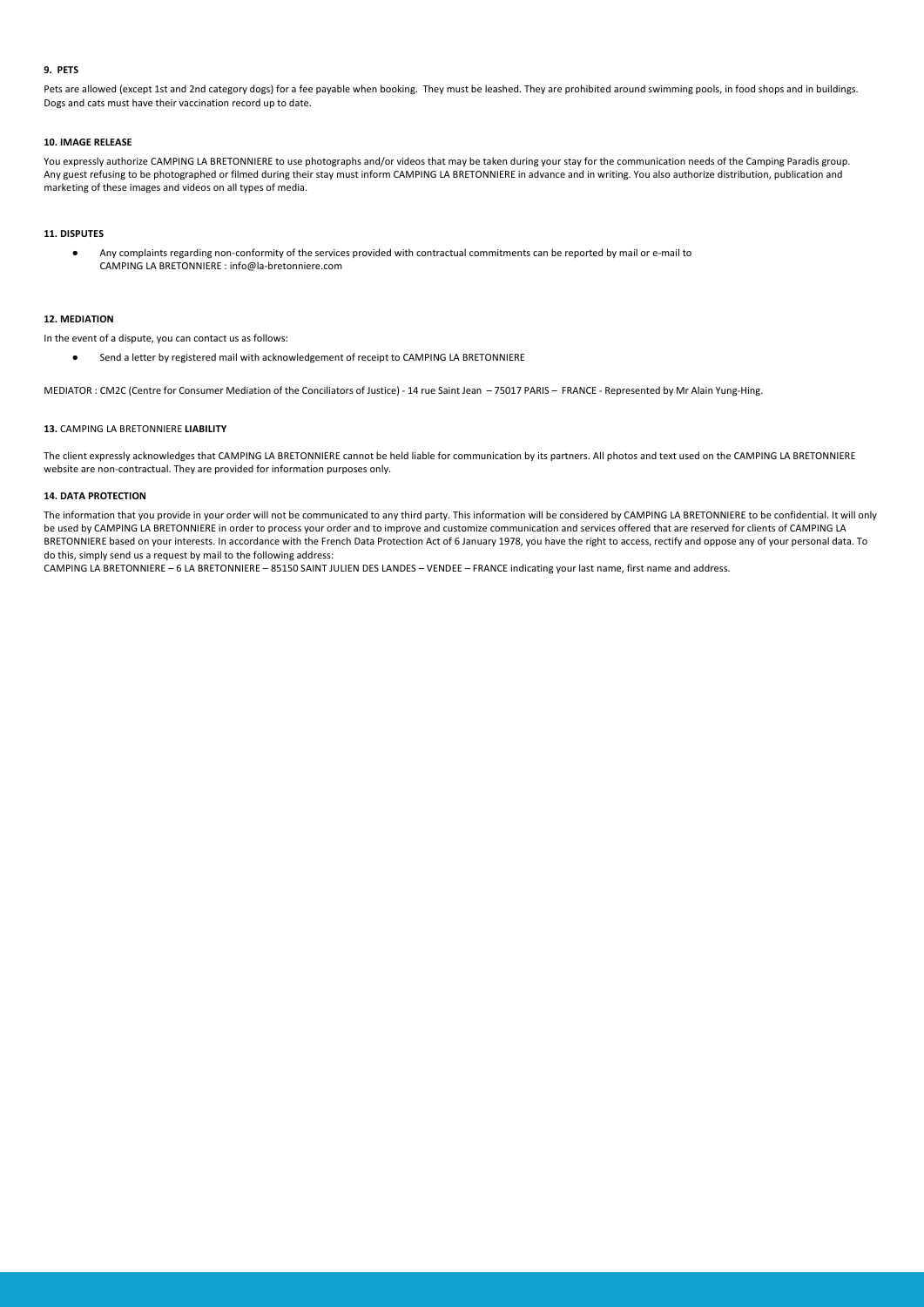**9. PETS**

Pets are allowed (except 1st and 2nd category dogs) for a fee payable when booking. They must be leashed. They are prohibited around swimming pools, in food shops and in buildings. Dogs and cats must have their vaccination record up to date.

**10. IMAGE RELEASE**

You expressly authorize CAMPING LA BRETONNIERE to use photographs and/or videos that may be taken during your stay for the communication needs of the Camping Paradis group. Any guest refusing to be photographed or filmed during their stay must inform CAMPING LA BRETONNIERE in advance and in writing. You also authorize distribution, publication and marketing of these images and videos on all types of media.

**11. DISPUTES**

- Any complaints regarding non-conformity of the services provided with contractual commitments can be reported by mail or e-mail to CAMPING LA BRETONNIERE : info@la-bretonniere.com

**12. MEDIATION**

In the event of a dispute, you can contact us as follows:

- Send a letter by registered mail with acknowledgement of receipt to CAMPING LA BRETONNIERE

MEDIATOR : CM2C (Centre for Consumer Mediation of the Conciliators of Justice) - 14 rue Saint Jean – 75017 PARIS – FRANCE - Represented by Mr Alain Yung-Hing.

**13.** CAMPING LA BRETONNIERE **LIABILITY**

The client expressly acknowledges that CAMPING LA BRETONNIERE cannot be held liable for communication by its partners. All photos and text used on the CAMPING LA BRETONNIERE website are non-contractual. They are provided for information purposes only.

**14. DATA PROTECTION**

The information that you provide in your order will not be communicated to any third party. This information will be considered by CAMPING LA BRETONNIERE to be confidential. It will only be used by CAMPING LA BRETONNIERE in order to process your order and to improve and customize communication and services offered that are reserved for clients of CAMPING LA BRETONNIERE based on your interests. In accordance with the French Data Protection Act of 6 January 1978, you have the right to access, rectify and oppose any of your personal data. To do this, simply send us a request by mail to the following address:
CAMPING LA BRETONNIERE – 6 LA BRETONNIERE – 85150 SAINT JULIEN DES LANDES – VENDEE – FRANCE indicating your last name, first name and address.